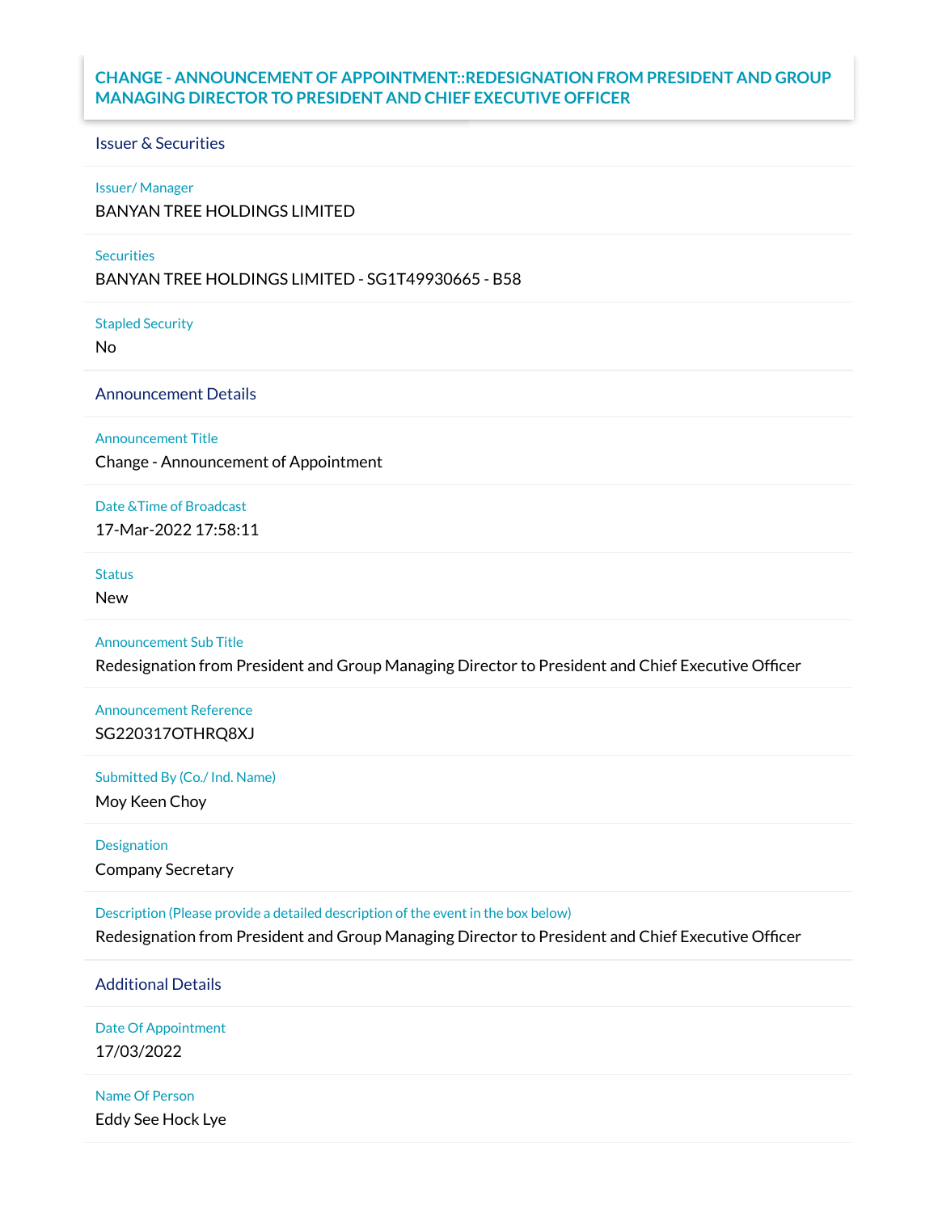# CHANGE - ANNOUNCEMENT OF APPOINTMENT::REDESIGNATION FROM PRESIDENT AND GROUP MANAGING DIRECTOR TO PRESIDENT AND CHIEF EXECUTIVE OFFICER

## Issuer & Securities

**Issuer/ Manager**

BANYAN TREE HOLDINGS LIMITED

**Securities**

BANYAN TREE HOLDINGS LIMITED - SG1T49930665 - B58

**Stapled Security**

No

## Announcement Details

**Announcement Title**

Change - Announcement of Appointment

**Date &Time of Broadcast**

17-Mar-2022 17:58:11

**Status**

New

**Announcement Sub Title**

Redesignation from President and Group Managing Director to President and Chief Executive Officer

**Announcement Reference**

SG220317OTHRQ8XJ

**Submitted By (Co./ Ind. Name)**

Moy Keen Choy

**Designation**

Company Secretary

**Description (Please provide a detailed description of the event in the box below)**

Redesignation from President and Group Managing Director to President and Chief Executive Officer

## Additional Details

**Date Of Appointment**

17/03/2022

**Name Of Person**

Eddy See Hock Lye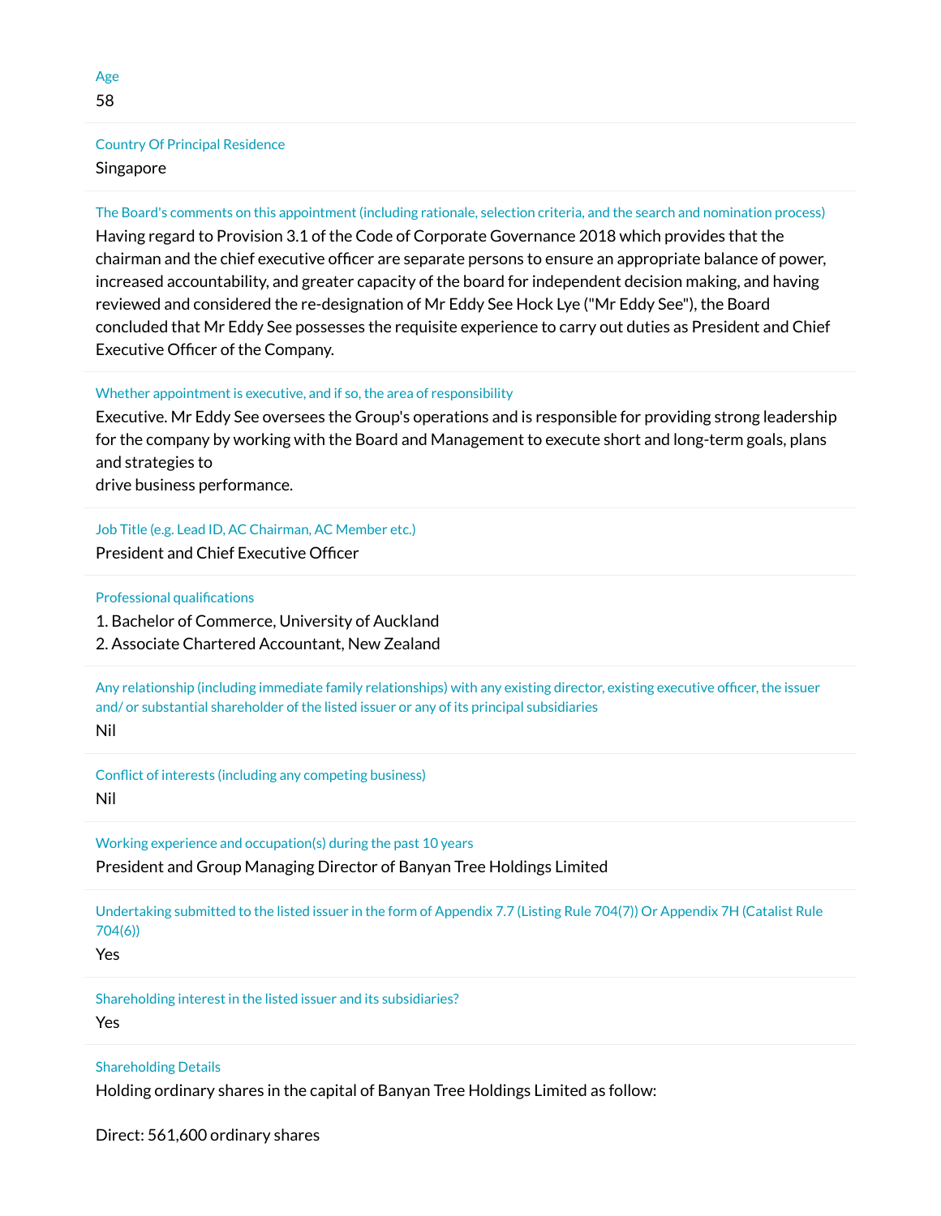Age

58

Country Of Principal Residence

Singapore

The Board's comments on this appointment (including rationale, selection criteria, and the search and nomination process)

Having regard to Provision 3.1 of the Code of Corporate Governance 2018 which provides that the chairman and the chief executive officer are separate persons to ensure an appropriate balance of power, increased accountability, and greater capacity of the board for independent decision making, and having reviewed and considered the re-designation of Mr Eddy See Hock Lye ("Mr Eddy See"), the Board concluded that Mr Eddy See possesses the requisite experience to carry out duties as President and Chief Executive Officer of the Company.

Whether appointment is executive, and if so, the area of responsibility

Executive. Mr Eddy See oversees the Group's operations and is responsible for providing strong leadership for the company by working with the Board and Management to execute short and long-term goals, plans and strategies to
drive business performance.

Job Title (e.g. Lead ID, AC Chairman, AC Member etc.)

President and Chief Executive Officer

Professional qualifications

1. Bachelor of Commerce, University of Auckland
2. Associate Chartered Accountant, New Zealand

Any relationship (including immediate family relationships) with any existing director, existing executive officer, the issuer and/ or substantial shareholder of the listed issuer or any of its principal subsidiaries

Nil

Conflict of interests (including any competing business)

Nil

Working experience and occupation(s) during the past 10 years

President and Group Managing Director of Banyan Tree Holdings Limited

Undertaking submitted to the listed issuer in the form of Appendix 7.7 (Listing Rule 704(7)) Or Appendix 7H (Catalist Rule 704(6))

Yes

Shareholding interest in the listed issuer and its subsidiaries?

Yes

Shareholding Details

Holding ordinary shares in the capital of Banyan Tree Holdings Limited as follow:

Direct: 561,600 ordinary shares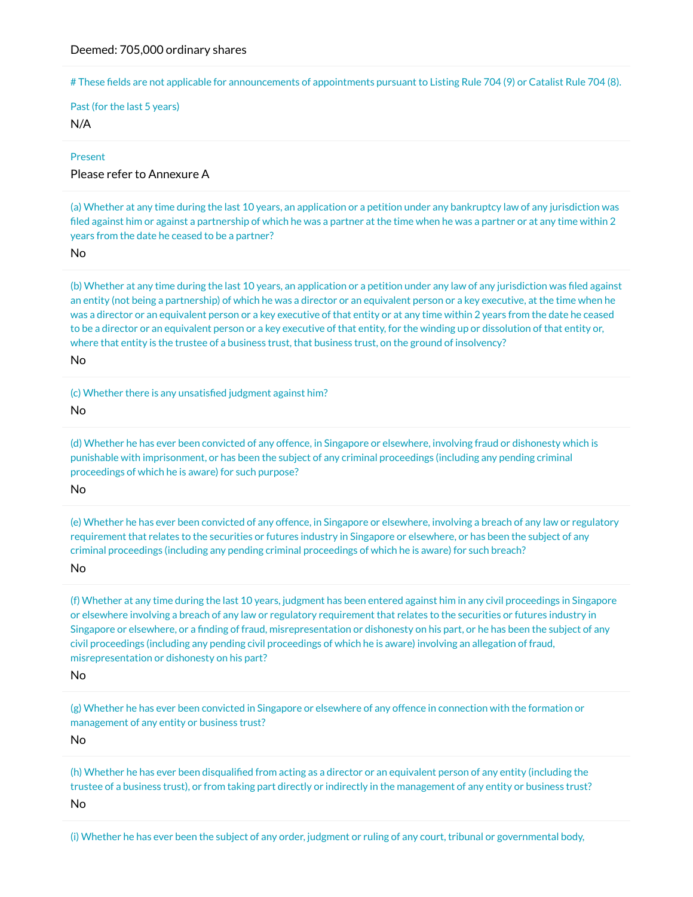Deemed: 705,000 ordinary shares

# These fields are not applicable for announcements of appointments pursuant to Listing Rule 704 (9) or Catalist Rule 704 (8).

Past (for the last 5 years)

N/A

Present

Please refer to Annexure A

(a) Whether at any time during the last 10 years, an application or a petition under any bankruptcy law of any jurisdiction was filed against him or against a partnership of which he was a partner at the time when he was a partner or at any time within 2 years from the date he ceased to be a partner?

No

(b) Whether at any time during the last 10 years, an application or a petition under any law of any jurisdiction was filed against an entity (not being a partnership) of which he was a director or an equivalent person or a key executive, at the time when he was a director or an equivalent person or a key executive of that entity or at any time within 2 years from the date he ceased to be a director or an equivalent person or a key executive of that entity, for the winding up or dissolution of that entity or, where that entity is the trustee of a business trust, that business trust, on the ground of insolvency?

No

(c) Whether there is any unsatisfied judgment against him?

No

(d) Whether he has ever been convicted of any offence, in Singapore or elsewhere, involving fraud or dishonesty which is punishable with imprisonment, or has been the subject of any criminal proceedings (including any pending criminal proceedings of which he is aware) for such purpose?

No

(e) Whether he has ever been convicted of any offence, in Singapore or elsewhere, involving a breach of any law or regulatory requirement that relates to the securities or futures industry in Singapore or elsewhere, or has been the subject of any criminal proceedings (including any pending criminal proceedings of which he is aware) for such breach?

No

(f) Whether at any time during the last 10 years, judgment has been entered against him in any civil proceedings in Singapore or elsewhere involving a breach of any law or regulatory requirement that relates to the securities or futures industry in Singapore or elsewhere, or a finding of fraud, misrepresentation or dishonesty on his part, or he has been the subject of any civil proceedings (including any pending civil proceedings of which he is aware) involving an allegation of fraud, misrepresentation or dishonesty on his part?

No

(g) Whether he has ever been convicted in Singapore or elsewhere of any offence in connection with the formation or management of any entity or business trust?

No

(h) Whether he has ever been disqualified from acting as a director or an equivalent person of any entity (including the trustee of a business trust), or from taking part directly or indirectly in the management of any entity or business trust?

No

(i) Whether he has ever been the subject of any order, judgment or ruling of any court, tribunal or governmental body,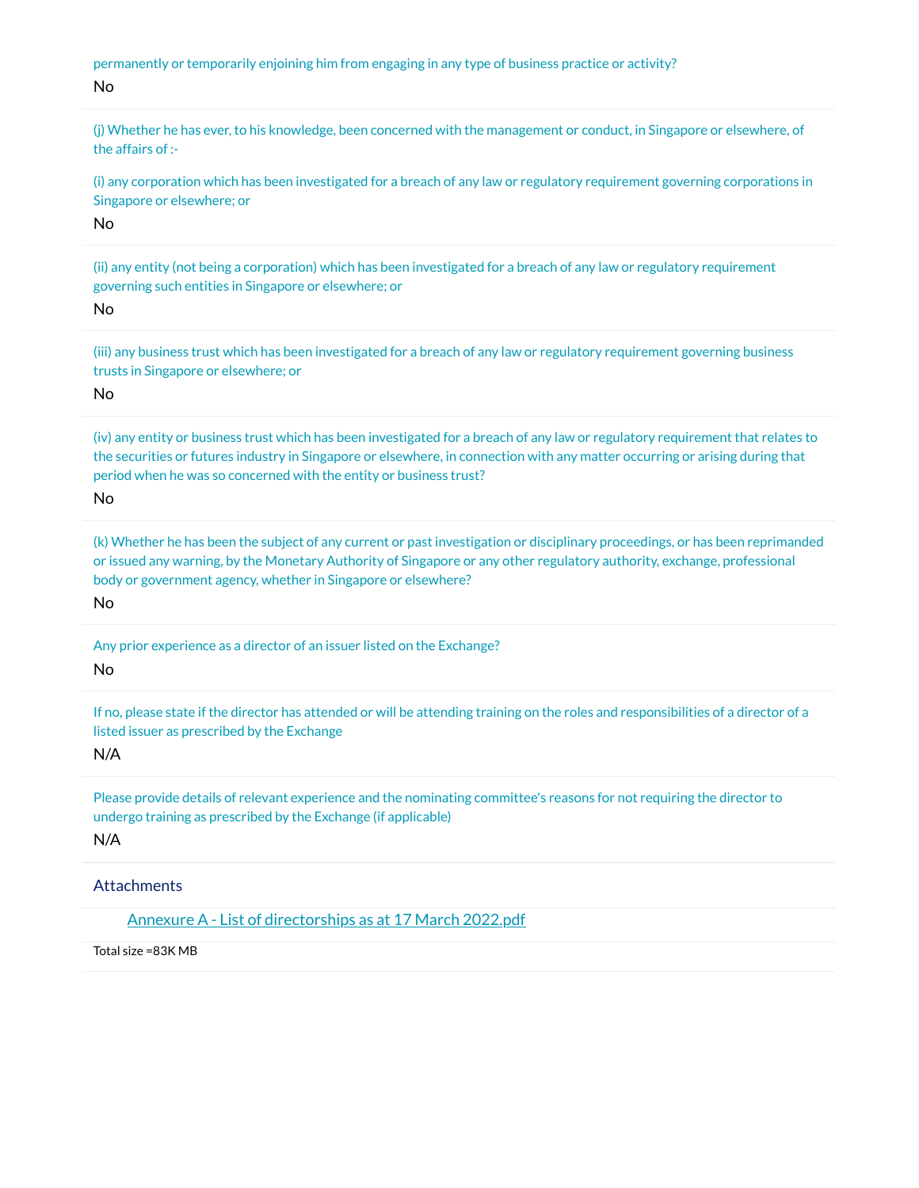permanently or temporarily enjoining him from engaging in any type of business practice or activity?

No

(j) Whether he has ever, to his knowledge, been concerned with the management or conduct, in Singapore or elsewhere, of the affairs of :-

(i) any corporation which has been investigated for a breach of any law or regulatory requirement governing corporations in Singapore or elsewhere; or

No

(ii) any entity (not being a corporation) which has been investigated for a breach of any law or regulatory requirement governing such entities in Singapore or elsewhere; or

No

(iii) any business trust which has been investigated for a breach of any law or regulatory requirement governing business trusts in Singapore or elsewhere; or

No

(iv) any entity or business trust which has been investigated for a breach of any law or regulatory requirement that relates to the securities or futures industry in Singapore or elsewhere, in connection with any matter occurring or arising during that period when he was so concerned with the entity or business trust?

No

(k) Whether he has been the subject of any current or past investigation or disciplinary proceedings, or has been reprimanded or issued any warning, by the Monetary Authority of Singapore or any other regulatory authority, exchange, professional body or government agency, whether in Singapore or elsewhere?

No

Any prior experience as a director of an issuer listed on the Exchange?

No

If no, please state if the director has attended or will be attending training on the roles and responsibilities of a director of a listed issuer as prescribed by the Exchange

N/A

Please provide details of relevant experience and the nominating committee's reasons for not requiring the director to undergo training as prescribed by the Exchange (if applicable)

N/A

## Attachments

Annexure A - List of directorships as at 17 March 2022.pdf

Total size =83K MB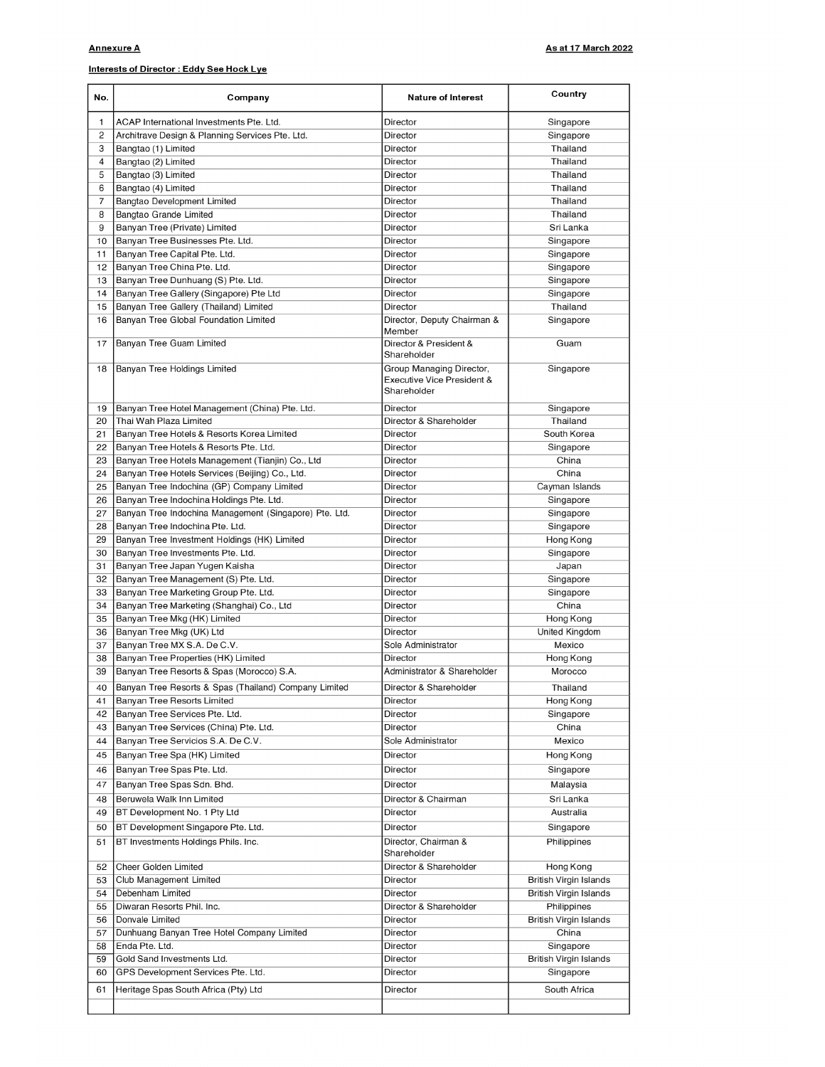**Annexure A** **As at 17 March 2022**

**Interests of Director : Eddy See Hock Lye**

| No. | Company | Nature of Interest | Country |
|---|---|---|---|
| 1 | ACAP International Investments Pte. Ltd. | Director | Singapore |
| 2 | Architrave Design & Planning Services Pte. Ltd. | Director | Singapore |
| 3 | Bangtao (1) Limited | Director | Thailand |
| 4 | Bangtao (2) Limited | Director | Thailand |
| 5 | Bangtao (3) Limited | Director | Thailand |
| 6 | Bangtao (4) Limited | Director | Thailand |
| 7 | Bangtao Development Limited | Director | Thailand |
| 8 | Bangtao Grande Limited | Director | Thailand |
| 9 | Banyan Tree (Private) Limited | Director | Sri Lanka |
| 10 | Banyan Tree Businesses Pte. Ltd. | Director | Singapore |
| 11 | Banyan Tree Capital Pte. Ltd. | Director | Singapore |
| 12 | Banyan Tree China Pte. Ltd. | Director | Singapore |
| 13 | Banyan Tree Dunhuang (S) Pte. Ltd. | Director | Singapore |
| 14 | Banyan Tree Gallery (Singapore) Pte Ltd | Director | Singapore |
| 15 | Banyan Tree Gallery (Thailand) Limited | Director | Thailand |
| 16 | Banyan Tree Global Foundation Limited | Director, Deputy Chairman & Member | Singapore |
| 17 | Banyan Tree Guam Limited | Director & President & Shareholder | Guam |
| 18 | Banyan Tree Holdings Limited | Group Managing Director, Executive Vice President & Shareholder | Singapore |
| 19 | Banyan Tree Hotel Management (China) Pte. Ltd. | Director | Singapore |
| 20 | Thai Wah Plaza Limited | Director & Shareholder | Thailand |
| 21 | Banyan Tree Hotels & Resorts Korea Limited | Director | South Korea |
| 22 | Banyan Tree Hotels & Resorts Pte. Ltd. | Director | Singapore |
| 23 | Banyan Tree Hotels Management (Tianjin) Co., Ltd | Director | China |
| 24 | Banyan Tree Hotels Services (Beijing) Co., Ltd. | Director | China |
| 25 | Banyan Tree Indochina (GP) Company Limited | Director | Cayman Islands |
| 26 | Banyan Tree Indochina Holdings Pte. Ltd. | Director | Singapore |
| 27 | Banyan Tree Indochina Management (Singapore) Pte. Ltd. | Director | Singapore |
| 28 | Banyan Tree Indochina Pte. Ltd. | Director | Singapore |
| 29 | Banyan Tree Investment Holdings (HK) Limited | Director | Hong Kong |
| 30 | Banyan Tree Investments Pte. Ltd. | Director | Singapore |
| 31 | Banyan Tree Japan Yugen Kaisha | Director | Japan |
| 32 | Banyan Tree Management (S) Pte. Ltd. | Director | Singapore |
| 33 | Banyan Tree Marketing Group Pte. Ltd. | Director | Singapore |
| 34 | Banyan Tree Marketing (Shanghai) Co., Ltd | Director | China |
| 35 | Banyan Tree Mkg (HK) Limited | Director | Hong Kong |
| 36 | Banyan Tree Mkg (UK) Ltd | Director | United Kingdom |
| 37 | Banyan Tree MX S.A. De C.V. | Sole Administrator | Mexico |
| 38 | Banyan Tree Properties (HK) Limited | Director | Hong Kong |
| 39 | Banyan Tree Resorts & Spas (Morocco) S.A. | Administrator & Shareholder | Morocco |
| 40 | Banyan Tree Resorts & Spas (Thailand) Company Limited | Director & Shareholder | Thailand |
| 41 | Banyan Tree Resorts Limited | Director | Hong Kong |
| 42 | Banyan Tree Services Pte. Ltd. | Director | Singapore |
| 43 | Banyan Tree Services (China) Pte. Ltd. | Director | China |
| 44 | Banyan Tree Servicios S.A. De C.V. | Sole Administrator | Mexico |
| 45 | Banyan Tree Spa (HK) Limited | Director | Hong Kong |
| 46 | Banyan Tree Spas Pte. Ltd. | Director | Singapore |
| 47 | Banyan Tree Spas Sdn. Bhd. | Director | Malaysia |
| 48 | Beruwela Walk Inn Limited | Director & Chairman | Sri Lanka |
| 49 | BT Development No. 1 Pty Ltd | Director | Australia |
| 50 | BT Development Singapore Pte. Ltd. | Director | Singapore |
| 51 | BT Investments Holdings Phils. Inc. | Director, Chairman & Shareholder | Philippines |
| 52 | Cheer Golden Limited | Director & Shareholder | Hong Kong |
| 53 | Club Management Limited | Director | British Virgin Islands |
| 54 | Debenham Limited | Director | British Virgin Islands |
| 55 | Diwaran Resorts Phil. Inc. | Director & Shareholder | Philippines |
| 56 | Donvale Limited | Director | British Virgin Islands |
| 57 | Dunhuang Banyan Tree Hotel Company Limited | Director | China |
| 58 | Enda Pte. Ltd. | Director | Singapore |
| 59 | Gold Sand Investments Ltd. | Director | British Virgin Islands |
| 60 | GPS Development Services Pte. Ltd. | Director | Singapore |
| 61 | Heritage Spas South Africa (Pty) Ltd | Director | South Africa |
| | | | |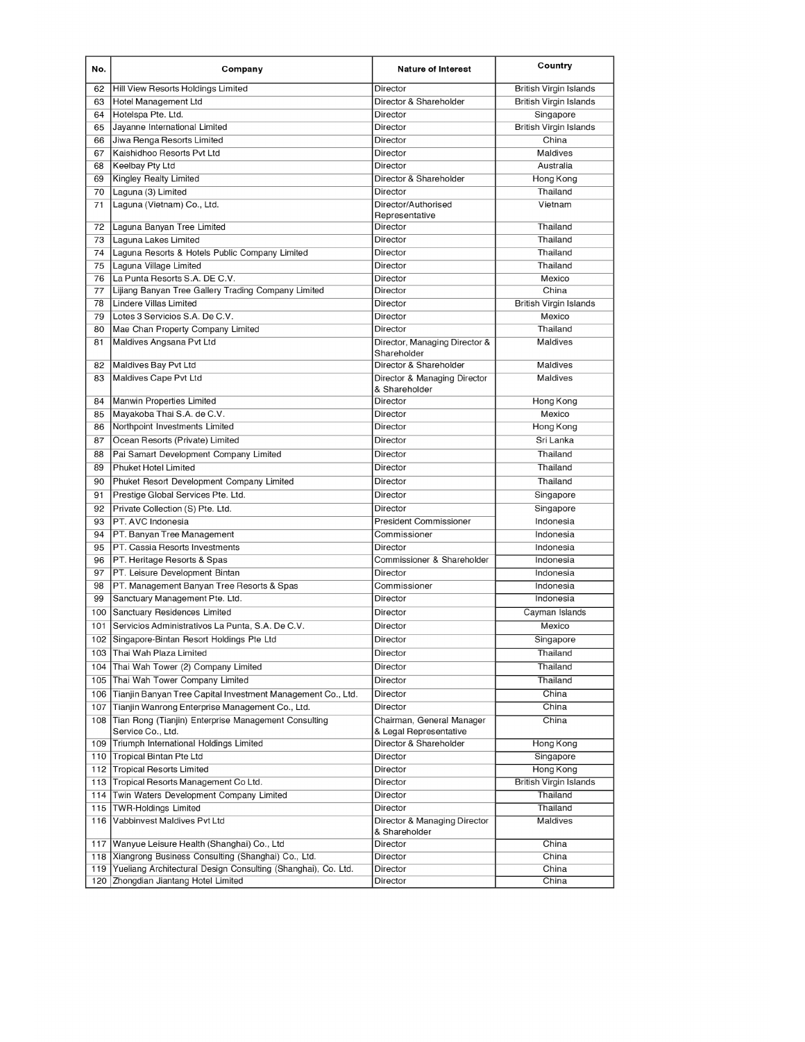| No. | Company | Nature of Interest | Country |
|---|---|---|---|
| 62 | Hill View Resorts Holdings Limited | Director | British Virgin Islands |
| 63 | Hotel Management Ltd | Director & Shareholder | British Virgin Islands |
| 64 | Hotelspa Pte. Ltd. | Director | Singapore |
| 65 | Jayanne International Limited | Director | British Virgin Islands |
| 66 | Jiwa Renga Resorts Limited | Director | China |
| 67 | Kaishidhoo Resorts Pvt Ltd | Director | Maldives |
| 68 | Keelbay Pty Ltd | Director | Australia |
| 69 | Kingley Realty Limited | Director & Shareholder | Hong Kong |
| 70 | Laguna (3) Limited | Director | Thailand |
| 71 | Laguna (Vietnam) Co., Ltd. | Director/Authorised Representative | Vietnam |
| 72 | Laguna Banyan Tree Limited | Director | Thailand |
| 73 | Laguna Lakes Limited | Director | Thailand |
| 74 | Laguna Resorts & Hotels Public Company Limited | Director | Thailand |
| 75 | Laguna Village Limited | Director | Thailand |
| 76 | La Punta Resorts S.A. DE C.V. | Director | Mexico |
| 77 | Lijiang Banyan Tree Gallery Trading Company Limited | Director | China |
| 78 | Lindere Villas Limited | Director | British Virgin Islands |
| 79 | Lotes 3 Servicios S.A. De C.V. | Director | Mexico |
| 80 | Mae Chan Property Company Limited | Director | Thailand |
| 81 | Maldives Angsana Pvt Ltd | Director, Managing Director & Shareholder | Maldives |
| 82 | Maldives Bay Pvt Ltd | Director & Shareholder | Maldives |
| 83 | Maldives Cape Pvt Ltd | Director & Managing Director & Shareholder | Maldives |
| 84 | Manwin Properties Limited | Director | Hong Kong |
| 85 | Mayakoba Thai S.A. de C.V. | Director | Mexico |
| 86 | Northpoint Investments Limited | Director | Hong Kong |
| 87 | Ocean Resorts (Private) Limited | Director | Sri Lanka |
| 88 | Pai Samart Development Company Limited | Director | Thailand |
| 89 | Phuket Hotel Limited | Director | Thailand |
| 90 | Phuket Resort Development Company Limited | Director | Thailand |
| 91 | Prestige Global Services Pte. Ltd. | Director | Singapore |
| 92 | Private Collection (S) Pte. Ltd. | Director | Singapore |
| 93 | PT. AVC Indonesia | President Commissioner | Indonesia |
| 94 | PT. Banyan Tree Management | Commissioner | Indonesia |
| 95 | PT. Cassia Resorts Investments | Director | Indonesia |
| 96 | PT. Heritage Resorts & Spas | Commissioner & Shareholder | Indonesia |
| 97 | PT. Leisure Development Bintan | Director | Indonesia |
| 98 | PT. Management Banyan Tree Resorts & Spas | Commissioner | Indonesia |
| 99 | Sanctuary Management Pte. Ltd. | Director | Indonesia |
| 100 | Sanctuary Residences Limited | Director | Cayman Islands |
| 101 | Servicios Administrativos La Punta, S.A. De C.V. | Director | Mexico |
| 102 | Singapore-Bintan Resort Holdings Pte Ltd | Director | Singapore |
| 103 | Thai Wah Plaza Limited | Director | Thailand |
| 104 | Thai Wah Tower (2) Company Limited | Director | Thailand |
| 105 | Thai Wah Tower Company Limited | Director | Thailand |
| 106 | Tianjin Banyan Tree Capital Investment Management Co., Ltd. | Director | China |
| 107 | Tianjin Wanrong Enterprise Management Co., Ltd. | Director | China |
| 108 | Tian Rong (Tianjin) Enterprise Management Consulting Service Co., Ltd. | Chairman, General Manager & Legal Representative | China |
| 109 | Triumph International Holdings Limited | Director & Shareholder | Hong Kong |
| 110 | Tropical Bintan Pte Ltd | Director | Singapore |
| 112 | Tropical Resorts Limited | Director | Hong Kong |
| 113 | Tropical Resorts Management Co Ltd. | Director | British Virgin Islands |
| 114 | Twin Waters Development Company Limited | Director | Thailand |
| 115 | TWR-Holdings Limited | Director | Thailand |
| 116 | Vabbinvest Maldives Pvt Ltd | Director & Managing Director & Shareholder | Maldives |
| 117 | Wanyue Leisure Health (Shanghai) Co., Ltd | Director | China |
| 118 | Xiangrong Business Consulting (Shanghai) Co., Ltd. | Director | China |
| 119 | Yueliang Architectural Design Consulting (Shanghai), Co. Ltd. | Director | China |
| 120 | Zhongdian Jiantang Hotel Limited | Director | China |